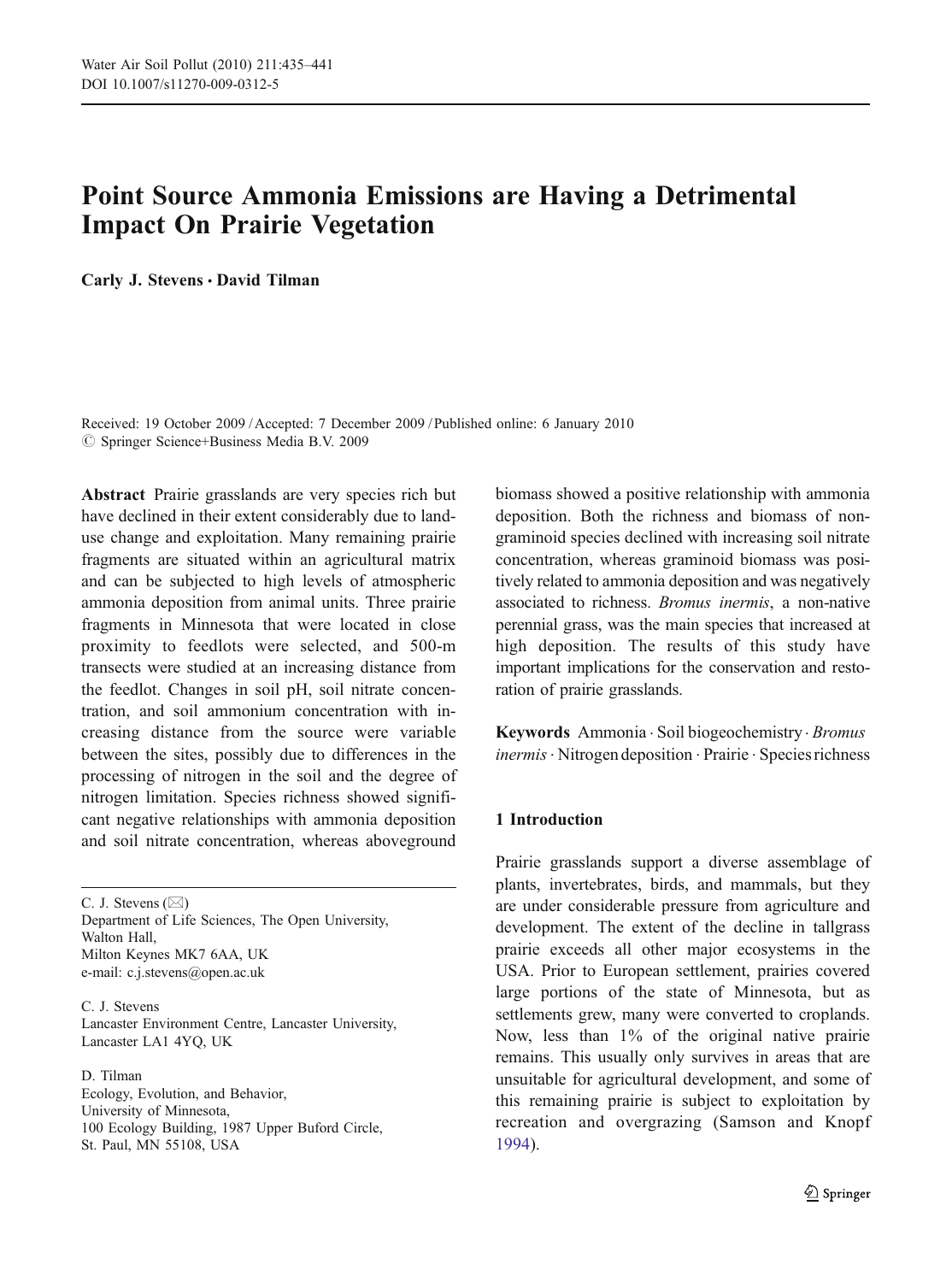# Point Source Ammonia Emissions are Having a Detrimental Impact On Prairie Vegetation

**Carly J. Stevens · David Tilman**

Received: 19 October 2009 / Accepted: 7 December 2009 / Published online: 6 January 2010
© Springer Science+Business Media B.V. 2009

**Abstract** Prairie grasslands are very species rich but have declined in their extent considerably due to land-use change and exploitation. Many remaining prairie fragments are situated within an agricultural matrix and can be subjected to high levels of atmospheric ammonia deposition from animal units. Three prairie fragments in Minnesota that were located in close proximity to feedlots were selected, and 500-m transects were studied at an increasing distance from the feedlot. Changes in soil pH, soil nitrate concentration, and soil ammonium concentration with increasing distance from the source were variable between the sites, possibly due to differences in the processing of nitrogen in the soil and the degree of nitrogen limitation. Species richness showed significant negative relationships with ammonia deposition and soil nitrate concentration, whereas aboveground biomass showed a positive relationship with ammonia deposition. Both the richness and biomass of non-graminoid species declined with increasing soil nitrate concentration, whereas graminoid biomass was positively related to ammonia deposition and was negatively associated to richness. *Bromus inermis*, a non-native perennial grass, was the main species that increased at high deposition. The results of this study have important implications for the conservation and restoration of prairie grasslands.

**Keywords** Ammonia · Soil biogeochemistry · *Bromus inermis* · Nitrogen deposition · Prairie · Species richness

C. J. Stevens (✉)
Department of Life Sciences, The Open University,
Walton Hall,
Milton Keynes MK7 6AA, UK
e-mail: c.j.stevens@open.ac.uk

C. J. Stevens
Lancaster Environment Centre, Lancaster University,
Lancaster LA1 4YQ, UK

D. Tilman
Ecology, Evolution, and Behavior,
University of Minnesota,
100 Ecology Building, 1987 Upper Buford Circle,
St. Paul, MN 55108, USA

## 1 Introduction

Prairie grasslands support a diverse assemblage of plants, invertebrates, birds, and mammals, but they are under considerable pressure from agriculture and development. The extent of the decline in tallgrass prairie exceeds all other major ecosystems in the USA. Prior to European settlement, prairies covered large portions of the state of Minnesota, but as settlements grew, many were converted to croplands. Now, less than 1% of the original native prairie remains. This usually only survives in areas that are unsuitable for agricultural development, and some of this remaining prairie is subject to exploitation by recreation and overgrazing (Samson and Knopf 1994).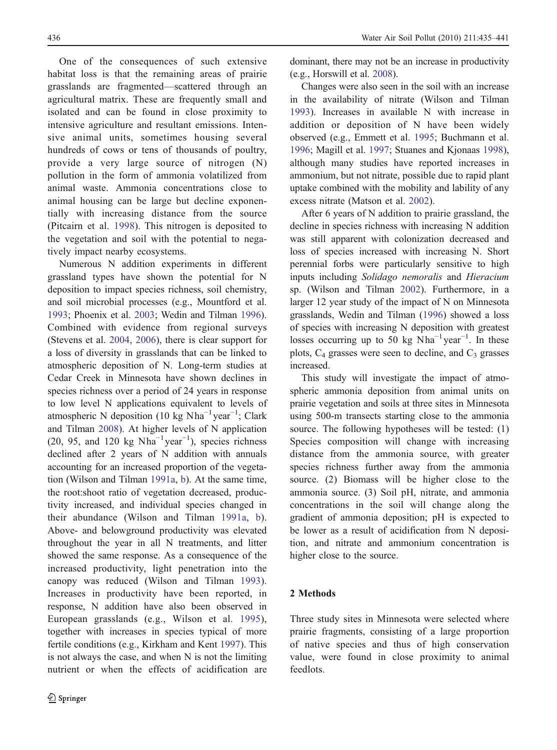One of the consequences of such extensive habitat loss is that the remaining areas of prairie grasslands are fragmented—scattered through an agricultural matrix. These are frequently small and isolated and can be found in close proximity to intensive agriculture and resultant emissions. Intensive animal units, sometimes housing several hundreds of cows or tens of thousands of poultry, provide a very large source of nitrogen (N) pollution in the form of ammonia volatilized from animal waste. Ammonia concentrations close to animal housing can be large but decline exponentially with increasing distance from the source (Pitcairn et al. 1998). This nitrogen is deposited to the vegetation and soil with the potential to negatively impact nearby ecosystems.

Numerous N addition experiments in different grassland types have shown the potential for N deposition to impact species richness, soil chemistry, and soil microbial processes (e.g., Mountford et al. 1993; Phoenix et al. 2003; Wedin and Tilman 1996). Combined with evidence from regional surveys (Stevens et al. 2004, 2006), there is clear support for a loss of diversity in grasslands that can be linked to atmospheric deposition of N. Long-term studies at Cedar Creek in Minnesota have shown declines in species richness over a period of 24 years in response to low level N applications equivalent to levels of atmospheric N deposition (10 kg $\mathrm{N ha^{-1} year^{-1}}$; Clark and Tilman 2008). At higher levels of N application (20, 95, and 120 kg $\mathrm{N ha^{-1} year^{-1}}$), species richness declined after 2 years of N addition with annuals accounting for an increased proportion of the vegetation (Wilson and Tilman 1991a, b). At the same time, the root:shoot ratio of vegetation decreased, productivity increased, and individual species changed in their abundance (Wilson and Tilman 1991a, b). Above- and belowground productivity was elevated throughout the year in all N treatments, and litter showed the same response. As a consequence of the increased productivity, light penetration into the canopy was reduced (Wilson and Tilman 1993). Increases in productivity have been reported, in response, N addition have also been observed in European grasslands (e.g., Wilson et al. 1995), together with increases in species typical of more fertile conditions (e.g., Kirkham and Kent 1997). This is not always the case, and when N is not the limiting nutrient or when the effects of acidification are dominant, there may not be an increase in productivity (e.g., Horswill et al. 2008).

Changes were also seen in the soil with an increase in the availability of nitrate (Wilson and Tilman 1993). Increases in available N with increase in addition or deposition of N have been widely observed (e.g., Emmett et al. 1995; Buchmann et al. 1996; Magill et al. 1997; Stuanes and Kjonaas 1998), although many studies have reported increases in ammonium, but not nitrate, possible due to rapid plant uptake combined with the mobility and lability of any excess nitrate (Matson et al. 2002).

After 6 years of N addition to prairie grassland, the decline in species richness with increasing N addition was still apparent with colonization decreased and loss of species increased with increasing N. Short perennial forbs were particularly sensitive to high inputs including *Solidago nemoralis* and *Hieracium* sp. (Wilson and Tilman 2002). Furthermore, in a larger 12 year study of the impact of N on Minnesota grasslands, Wedin and Tilman (1996) showed a loss of species with increasing N deposition with greatest losses occurring up to 50 kg $\mathrm{N ha^{-1} year^{-1}}$. In these plots, $C_4$ grasses were seen to decline, and $C_3$ grasses increased.

This study will investigate the impact of atmospheric ammonia deposition from animal units on prairie vegetation and soils at three sites in Minnesota using 500-m transects starting close to the ammonia source. The following hypotheses will be tested: (1) Species composition will change with increasing distance from the ammonia source, with greater species richness further away from the ammonia source. (2) Biomass will be higher close to the ammonia source. (3) Soil pH, nitrate, and ammonia concentrations in the soil will change along the gradient of ammonia deposition; pH is expected to be lower as a result of acidification from N deposition, and nitrate and ammonium concentration is higher close to the source.

## 2 Methods

Three study sites in Minnesota were selected where prairie fragments, consisting of a large proportion of native species and thus of high conservation value, were found in close proximity to animal feedlots.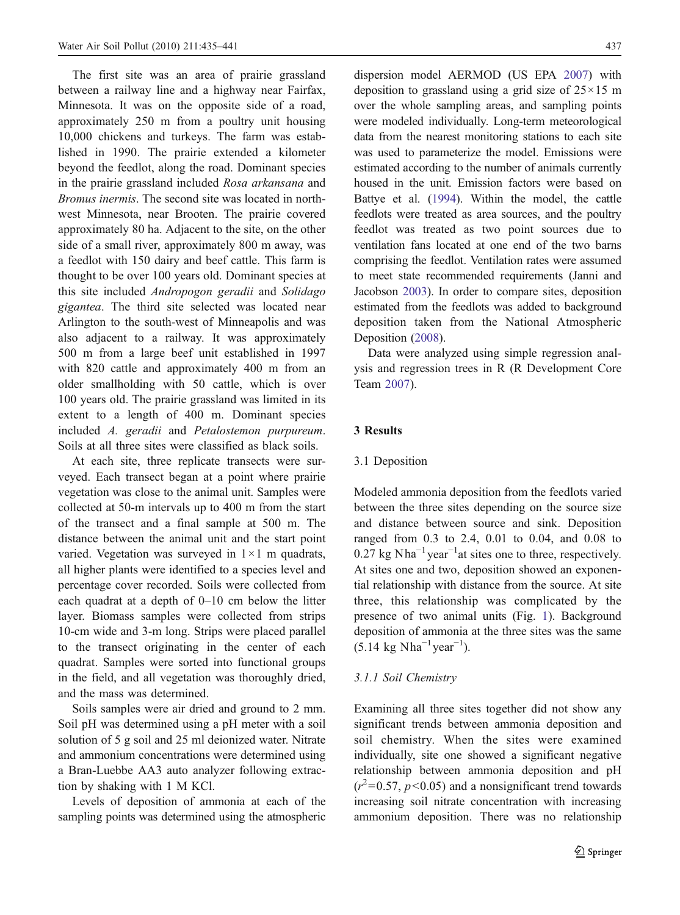The first site was an area of prairie grassland between a railway line and a highway near Fairfax, Minnesota. It was on the opposite side of a road, approximately 250 m from a poultry unit housing 10,000 chickens and turkeys. The farm was established in 1990. The prairie extended a kilometer beyond the feedlot, along the road. Dominant species in the prairie grassland included *Rosa arkansana* and *Bromus inermis*. The second site was located in northwest Minnesota, near Brooten. The prairie covered approximately 80 ha. Adjacent to the site, on the other side of a small river, approximately 800 m away, was a feedlot with 150 dairy and beef cattle. This farm is thought to be over 100 years old. Dominant species at this site included *Andropogon geradii* and *Solidago gigantea*. The third site selected was located near Arlington to the south-west of Minneapolis and was also adjacent to a railway. It was approximately 500 m from a large beef unit established in 1997 with 820 cattle and approximately 400 m from an older smallholding with 50 cattle, which is over 100 years old. The prairie grassland was limited in its extent to a length of 400 m. Dominant species included *A. geradii* and *Petalostemon purpureum*. Soils at all three sites were classified as black soils.

At each site, three replicate transects were surveyed. Each transect began at a point where prairie vegetation was close to the animal unit. Samples were collected at 50-m intervals up to 400 m from the start of the transect and a final sample at 500 m. The distance between the animal unit and the start point varied. Vegetation was surveyed in $1\times1$ m quadrats, all higher plants were identified to a species level and percentage cover recorded. Soils were collected from each quadrat at a depth of 0–10 cm below the litter layer. Biomass samples were collected from strips 10-cm wide and 3-m long. Strips were placed parallel to the transect originating in the center of each quadrat. Samples were sorted into functional groups in the field, and all vegetation was thoroughly dried, and the mass was determined.

Soils samples were air dried and ground to 2 mm. Soil pH was determined using a pH meter with a soil solution of 5 g soil and 25 ml deionized water. Nitrate and ammonium concentrations were determined using a Bran-Luebbe AA3 auto analyzer following extraction by shaking with 1 M KCl.

Levels of deposition of ammonia at each of the sampling points was determined using the atmospheric dispersion model AERMOD (US EPA 2007) with deposition to grassland using a grid size of $25\times15$ m over the whole sampling areas, and sampling points were modeled individually. Long-term meteorological data from the nearest monitoring stations to each site was used to parameterize the model. Emissions were estimated according to the number of animals currently housed in the unit. Emission factors were based on Battye et al. (1994). Within the model, the cattle feedlots were treated as area sources, and the poultry feedlot was treated as two point sources due to ventilation fans located at one end of the two barns comprising the feedlot. Ventilation rates were assumed to meet state recommended requirements (Janni and Jacobson 2003). In order to compare sites, deposition estimated from the feedlots was added to background deposition taken from the National Atmospheric Deposition (2008).

Data were analyzed using simple regression analysis and regression trees in R (R Development Core Team 2007).

## 3 Results

### 3.1 Deposition

Modeled ammonia deposition from the feedlots varied between the three sites depending on the source size and distance between source and sink. Deposition ranged from 0.3 to 2.4, 0.01 to 0.04, and 0.08 to 0.27 kg N$\text{ha}^{-1}\text{year}^{-1}$at sites one to three, respectively. At sites one and two, deposition showed an exponential relationship with distance from the source. At site three, this relationship was complicated by the presence of two animal units (Fig. 1). Background deposition of ammonia at the three sites was the same (5.14 kg N$\text{ha}^{-1}\text{year}^{-1}$).

#### 3.1.1 Soil Chemistry

Examining all three sites together did not show any significant trends between ammonia deposition and soil chemistry. When the sites were examined individually, site one showed a significant negative relationship between ammonia deposition and pH ($r^2=0.57$, $p<0.05$) and a nonsignificant trend towards increasing soil nitrate concentration with increasing ammonium deposition. There was no relationship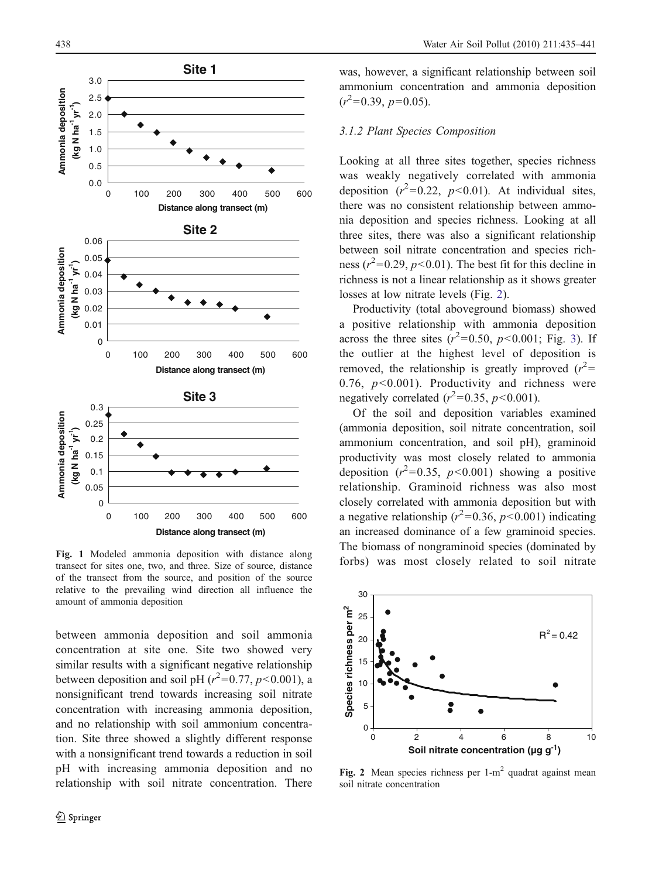Fig. 1 Modeled ammonia deposition with distance along transect for sites one, two, and three. Size of source, distance of the transect from the source, and position of the source relative to the prevailing wind direction all influence the amount of ammonia deposition

between ammonia deposition and soil ammonia concentration at site one. Site two showed very similar results with a significant negative relationship between deposition and soil pH ($r^2$=0.77, $p$<0.001), a nonsignificant trend towards increasing soil nitrate concentration with increasing ammonia deposition, and no relationship with soil ammonium concentration. Site three showed a slightly different response with a nonsignificant trend towards a reduction in soil pH with increasing ammonia deposition and no relationship with soil nitrate concentration. There was, however, a significant relationship between soil ammonium concentration and ammonia deposition ($r^2$=0.39, $p$=0.05).

### 3.1.2 Plant Species Composition

Looking at all three sites together, species richness was weakly negatively correlated with ammonia deposition ($r^2$=0.22, $p$<0.01). At individual sites, there was no consistent relationship between ammonia deposition and species richness. Looking at all three sites, there was also a significant relationship between soil nitrate concentration and species richness ($r^2$=0.29, $p$<0.01). The best fit for this decline in richness is not a linear relationship as it shows greater losses at low nitrate levels (Fig. 2).

Productivity (total aboveground biomass) showed a positive relationship with ammonia deposition across the three sites ($r^2$=0.50, $p$<0.001; Fig. 3). If the outlier at the highest level of deposition is removed, the relationship is greatly improved ($r^2$=0.76, $p$<0.001). Productivity and richness were negatively correlated ($r^2$=0.35, $p$<0.001).

Of the soil and deposition variables examined (ammonia deposition, soil nitrate concentration, soil ammonium concentration, and soil pH), graminoid productivity was most closely related to ammonia deposition ($r^2$=0.35, $p$<0.001) showing a positive relationship. Graminoid richness was also most closely correlated with ammonia deposition but with a negative relationship ($r^2$=0.36, $p$<0.001) indicating an increased dominance of a few graminoid species. The biomass of nongraminoid species (dominated by forbs) was most closely related to soil nitrate

Fig. 2 Mean species richness per 1-m$^2$ quadrat against mean soil nitrate concentration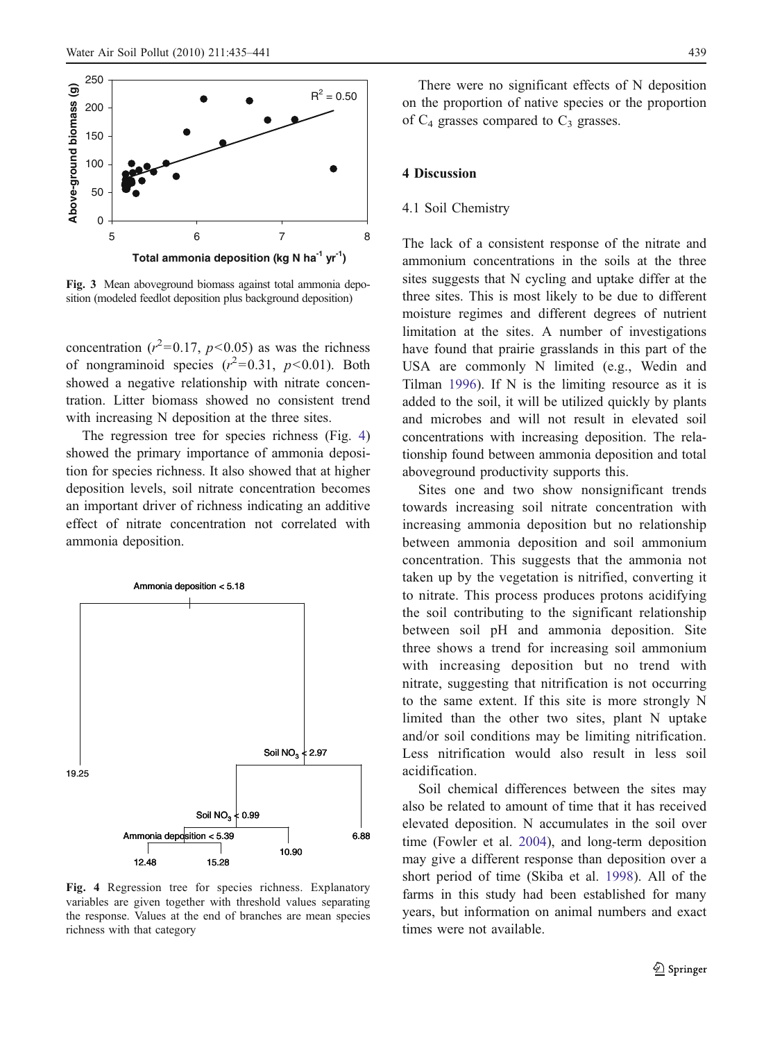250
200
150
100
50
0
Above-ground biomass (g)
5
6
7
8
Total ammonia deposition (kg N ha$^{-1}$ yr$^{-1}$)
$R^2$ = 0.50

**Fig. 3** Mean aboveground biomass against total ammonia deposition (modeled feedlot deposition plus background deposition)

concentration ($r^2$=0.17, $p$<0.05) as was the richness of nongraminoid species ($r^2$=0.31, $p$<0.01). Both showed a negative relationship with nitrate concentration. Litter biomass showed no consistent trend with increasing N deposition at the three sites.

The regression tree for species richness (Fig. 4) showed the primary importance of ammonia deposition for species richness. It also showed that at higher deposition levels, soil nitrate concentration becomes an important driver of richness indicating an additive effect of nitrate concentration not correlated with ammonia deposition.

Ammonia deposition < 5.18
19.25
Soil $NO_3$ < 2.97
Soil $NO_3$ < 0.99
Ammonia deposition < 5.39
12.48
15.28
10.90
6.88

**Fig. 4** Regression tree for species richness. Explanatory variables are given together with threshold values separating the response. Values at the end of branches are mean species richness with that category

There were no significant effects of N deposition on the proportion of native species or the proportion of $C_4$ grasses compared to $C_3$ grasses.

## 4 Discussion

### 4.1 Soil Chemistry

The lack of a consistent response of the nitrate and ammonium concentrations in the soils at the three sites suggests that N cycling and uptake differ at the three sites. This is most likely to be due to different moisture regimes and different degrees of nutrient limitation at the sites. A number of investigations have found that prairie grasslands in this part of the USA are commonly N limited (e.g., Wedin and Tilman 1996). If N is the limiting resource as it is added to the soil, it will be utilized quickly by plants and microbes and will not result in elevated soil concentrations with increasing deposition. The relationship found between ammonia deposition and total aboveground productivity supports this.

Sites one and two show nonsignificant trends towards increasing soil nitrate concentration with increasing ammonia deposition but no relationship between ammonia deposition and soil ammonium concentration. This suggests that the ammonia not taken up by the vegetation is nitrified, converting it to nitrate. This process produces protons acidifying the soil contributing to the significant relationship between soil pH and ammonia deposition. Site three shows a trend for increasing soil ammonium with increasing deposition but no trend with nitrate, suggesting that nitrification is not occurring to the same extent. If this site is more strongly N limited than the other two sites, plant N uptake and/or soil conditions may be limiting nitrification. Less nitrification would also result in less soil acidification.

Soil chemical differences between the sites may also be related to amount of time that it has received elevated deposition. N accumulates in the soil over time (Fowler et al. 2004), and long-term deposition may give a different response than deposition over a short period of time (Skiba et al. 1998). All of the farms in this study had been established for many years, but information on animal numbers and exact times were not available.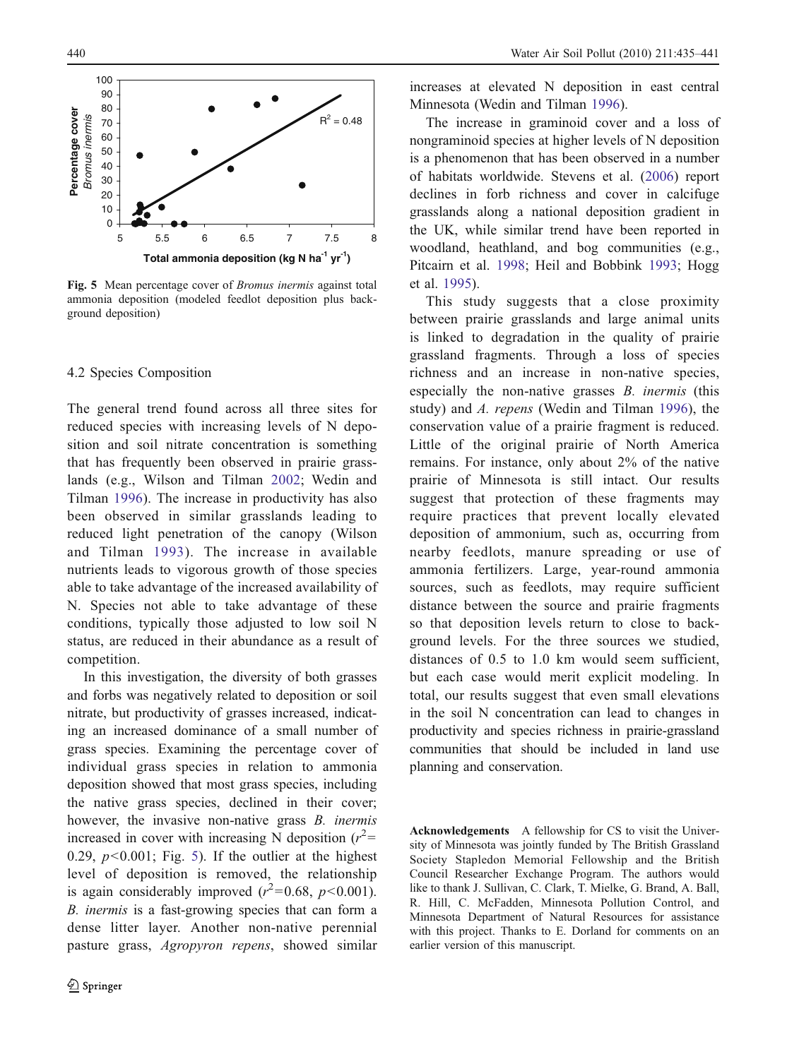**Fig. 5** Mean percentage cover of *Bromus inermis* against total ammonia deposition (modeled feedlot deposition plus background deposition)

### 4.2 Species Composition

The general trend found across all three sites for reduced species with increasing levels of N deposition and soil nitrate concentration is something that has frequently been observed in prairie grasslands (e.g., Wilson and Tilman 2002; Wedin and Tilman 1996). The increase in productivity has also been observed in similar grasslands leading to reduced light penetration of the canopy (Wilson and Tilman 1993). The increase in available nutrients leads to vigorous growth of those species able to take advantage of the increased availability of N. Species not able to take advantage of these conditions, typically those adjusted to low soil N status, are reduced in their abundance as a result of competition.

In this investigation, the diversity of both grasses and forbs was negatively related to deposition or soil nitrate, but productivity of grasses increased, indicating an increased dominance of a small number of grass species. Examining the percentage cover of individual grass species in relation to ammonia deposition showed that most grass species, including the native grass species, declined in their cover; however, the invasive non-native grass *B. inermis* increased in cover with increasing N deposition ($r^2$= 0.29, $p$<0.001; Fig. 5). If the outlier at the highest level of deposition is removed, the relationship is again considerably improved ($r^2$=0.68, $p$<0.001). *B. inermis* is a fast-growing species that can form a dense litter layer. Another non-native perennial pasture grass, *Agropyron repens*, showed similar increases at elevated N deposition in east central Minnesota (Wedin and Tilman 1996).

The increase in graminoid cover and a loss of nongraminoid species at higher levels of N deposition is a phenomenon that has been observed in a number of habitats worldwide. Stevens et al. (2006) report declines in forb richness and cover in calcifuge grasslands along a national deposition gradient in the UK, while similar trend have been reported in woodland, heathland, and bog communities (e.g., Pitcairn et al. 1998; Heil and Bobbink 1993; Hogg et al. 1995).

This study suggests that a close proximity between prairie grasslands and large animal units is linked to degradation in the quality of prairie grassland fragments. Through a loss of species richness and an increase in non-native species, especially the non-native grasses *B. inermis* (this study) and *A. repens* (Wedin and Tilman 1996), the conservation value of a prairie fragment is reduced. Little of the original prairie of North America remains. For instance, only about 2% of the native prairie of Minnesota is still intact. Our results suggest that protection of these fragments may require practices that prevent locally elevated deposition of ammonium, such as, occurring from nearby feedlots, manure spreading or use of ammonia fertilizers. Large, year-round ammonia sources, such as feedlots, may require sufficient distance between the source and prairie fragments so that deposition levels return to close to background levels. For the three sources we studied, distances of 0.5 to 1.0 km would seem sufficient, but each case would merit explicit modeling. In total, our results suggest that even small elevations in the soil N concentration can lead to changes in productivity and species richness in prairie-grassland communities that should be included in land use planning and conservation.

**Acknowledgements** A fellowship for CS to visit the University of Minnesota was jointly funded by The British Grassland Society Stapledon Memorial Fellowship and the British Council Researcher Exchange Program. The authors would like to thank J. Sullivan, C. Clark, T. Mielke, G. Brand, A. Ball, R. Hill, C. McFadden, Minnesota Pollution Control, and Minnesota Department of Natural Resources for assistance with this project. Thanks to E. Dorland for comments on an earlier version of this manuscript.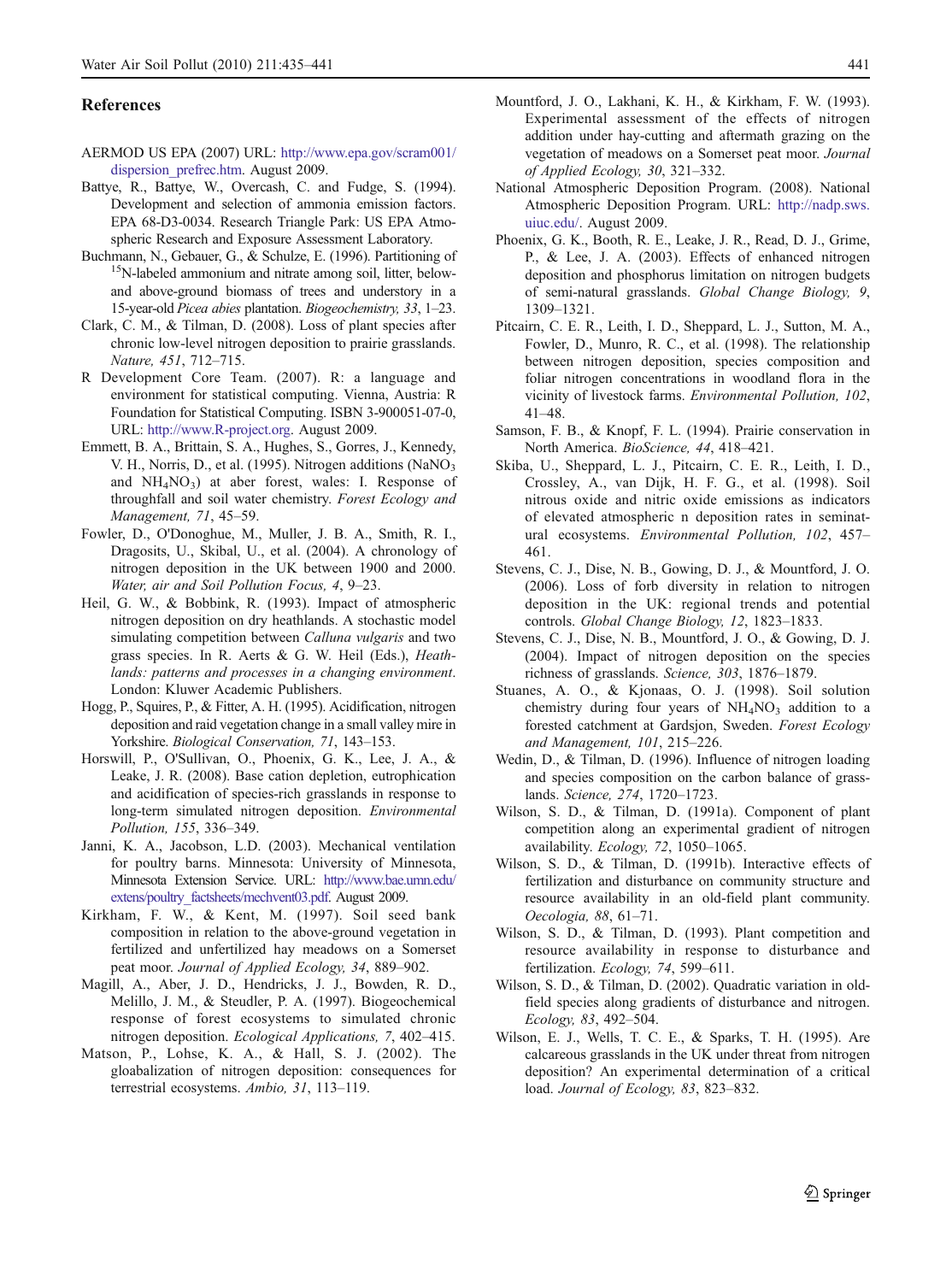## References

AERMOD US EPA (2007) URL: http://www.epa.gov/scram001/dispersion_prefrec.htm. August 2009.

Battye, R., Battye, W., Overcash, C. and Fudge, S. (1994). Development and selection of ammonia emission factors. EPA 68-D3-0034. Research Triangle Park: US EPA Atmospheric Research and Exposure Assessment Laboratory.

Buchmann, N., Gebauer, G., & Schulze, E. (1996). Partitioning of $^{15}N$-labeled ammonium and nitrate among soil, litter, below- and above-ground biomass of trees and understory in a 15-year-old *Picea abies* plantation. *Biogeochemistry, 33*, 1–23.

Clark, C. M., & Tilman, D. (2008). Loss of plant species after chronic low-level nitrogen deposition to prairie grasslands. *Nature, 451*, 712–715.

R Development Core Team. (2007). R: a language and environment for statistical computing. Vienna, Austria: R Foundation for Statistical Computing. ISBN 3-900051-07-0, URL: http://www.R-project.org. August 2009.

Emmett, B. A., Brittain, S. A., Hughes, S., Gorres, J., Kennedy, V. H., Norris, D., et al. (1995). Nitrogen additions ($NaNO_3$ and $NH_4NO_3$) at aber forest, wales: I. Response of throughfall and soil water chemistry. *Forest Ecology and Management, 71*, 45–59.

Fowler, D., O'Donoghue, M., Muller, J. B. A., Smith, R. I., Dragosits, U., Skibal, U., et al. (2004). A chronology of nitrogen deposition in the UK between 1900 and 2000. *Water, air and Soil Pollution Focus, 4*, 9–23.

Heil, G. W., & Bobbink, R. (1993). Impact of atmospheric nitrogen deposition on dry heathlands. A stochastic model simulating competition between *Calluna vulgaris* and two grass species. In R. Aerts & G. W. Heil (Eds.), *Heathlands: patterns and processes in a changing environment*. London: Kluwer Academic Publishers.

Hogg, P., Squires, P., & Fitter, A. H. (1995). Acidification, nitrogen deposition and raid vegetation change in a small valley mire in Yorkshire. *Biological Conservation, 71*, 143–153.

Horswill, P., O'Sullivan, O., Phoenix, G. K., Lee, J. A., & Leake, J. R. (2008). Base cation depletion, eutrophication and acidification of species-rich grasslands in response to long-term simulated nitrogen deposition. *Environmental Pollution, 155*, 336–349.

Janni, K. A., Jacobson, L.D. (2003). Mechanical ventilation for poultry barns. Minnesota: University of Minnesota, Minnesota Extension Service. URL: http://www.bae.umn.edu/extens/poultry_factsheets/mechvent03.pdf. August 2009.

Kirkham, F. W., & Kent, M. (1997). Soil seed bank composition in relation to the above-ground vegetation in fertilized and unfertilized hay meadows on a Somerset peat moor. *Journal of Applied Ecology, 34*, 889–902.

Magill, A., Aber, J. D., Hendricks, J. J., Bowden, R. D., Melillo, J. M., & Steudler, P. A. (1997). Biogeochemical response of forest ecosystems to simulated chronic nitrogen deposition. *Ecological Applications, 7*, 402–415.

Matson, P., Lohse, K. A., & Hall, S. J. (2002). The gloabalization of nitrogen deposition: consequences for terrestrial ecosystems. *Ambio, 31*, 113–119.

Mountford, J. O., Lakhani, K. H., & Kirkham, F. W. (1993). Experimental assessment of the effects of nitrogen addition under hay-cutting and aftermath grazing on the vegetation of meadows on a Somerset peat moor. *Journal of Applied Ecology, 30*, 321–332.

National Atmospheric Deposition Program. (2008). National Atmospheric Deposition Program. URL: http://nadp.sws.uiuc.edu/. August 2009.

Phoenix, G. K., Booth, R. E., Leake, J. R., Read, D. J., Grime, P., & Lee, J. A. (2003). Effects of enhanced nitrogen deposition and phosphorus limitation on nitrogen budgets of semi-natural grasslands. *Global Change Biology, 9*, 1309–1321.

Pitcairn, C. E. R., Leith, I. D., Sheppard, L. J., Sutton, M. A., Fowler, D., Munro, R. C., et al. (1998). The relationship between nitrogen deposition, species composition and foliar nitrogen concentrations in woodland flora in the vicinity of livestock farms. *Environmental Pollution, 102*, 41–48.

Samson, F. B., & Knopf, F. L. (1994). Prairie conservation in North America. *BioScience, 44*, 418–421.

Skiba, U., Sheppard, L. J., Pitcairn, C. E. R., Leith, I. D., Crossley, A., van Dijk, H. F. G., et al. (1998). Soil nitrous oxide and nitric oxide emissions as indicators of elevated atmospheric n deposition rates in seminatural ecosystems. *Environmental Pollution, 102*, 457–461.

Stevens, C. J., Dise, N. B., Gowing, D. J., & Mountford, J. O. (2006). Loss of forb diversity in relation to nitrogen deposition in the UK: regional trends and potential controls. *Global Change Biology, 12*, 1823–1833.

Stevens, C. J., Dise, N. B., Mountford, J. O., & Gowing, D. J. (2004). Impact of nitrogen deposition on the species richness of grasslands. *Science, 303*, 1876–1879.

Stuanes, A. O., & Kjonaas, O. J. (1998). Soil solution chemistry during four years of $NH_4NO_3$ addition to a forested catchment at Gardsjon, Sweden. *Forest Ecology and Management, 101*, 215–226.

Wedin, D., & Tilman, D. (1996). Influence of nitrogen loading and species composition on the carbon balance of grasslands. *Science, 274*, 1720–1723.

Wilson, S. D., & Tilman, D. (1991a). Component of plant competition along an experimental gradient of nitrogen availability. *Ecology, 72*, 1050–1065.

Wilson, S. D., & Tilman, D. (1991b). Interactive effects of fertilization and disturbance on community structure and resource availability in an old-field plant community. *Oecologia, 88*, 61–71.

Wilson, S. D., & Tilman, D. (1993). Plant competition and resource availability in response to disturbance and fertilization. *Ecology, 74*, 599–611.

Wilson, S. D., & Tilman, D. (2002). Quadratic variation in old-field species along gradients of disturbance and nitrogen. *Ecology, 83*, 492–504.

Wilson, E. J., Wells, T. C. E., & Sparks, T. H. (1995). Are calcareous grasslands in the UK under threat from nitrogen deposition? An experimental determination of a critical load. *Journal of Ecology, 83*, 823–832.